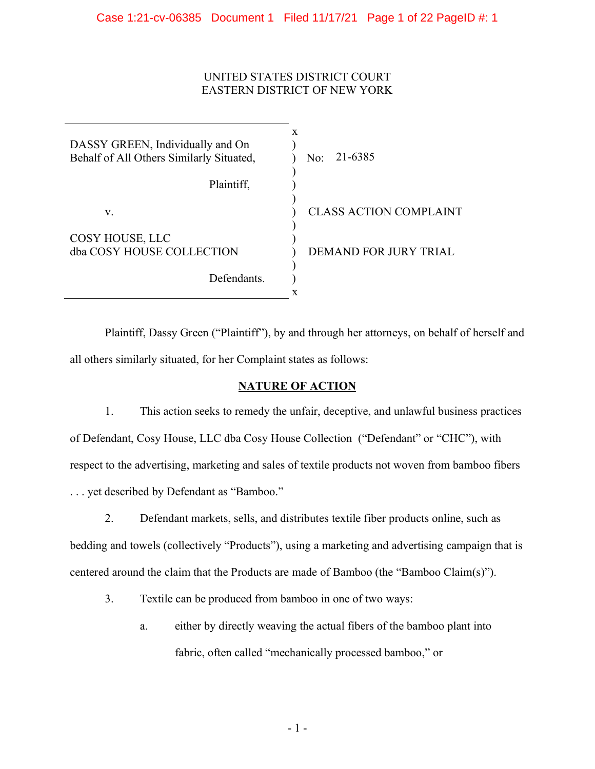UNITED STATES DISTRICT COURT
EASTERN DISTRICT OF NEW YORK

| | | |
|---|---|---|
| DASSY GREEN, Individually and On Behalf of All Others Similarly Situated, | ) | No: 21-6385 |
| Plaintiff, | ) | |
| v. | ) | CLASS ACTION COMPLAINT |
| COSY HOUSE, LLC dba COSY HOUSE COLLECTION | ) | DEMAND FOR JURY TRIAL |
| Defendants. | ) | |

Plaintiff, Dassy Green ("Plaintiff"), by and through her attorneys, on behalf of herself and all others similarly situated, for her Complaint states as follows:

## NATURE OF ACTION

1. This action seeks to remedy the unfair, deceptive, and unlawful business practices of Defendant, Cosy House, LLC dba Cosy House Collection ("Defendant" or "CHC"), with respect to the advertising, marketing and sales of textile products not woven from bamboo fibers . . . yet described by Defendant as "Bamboo."

2. Defendant markets, sells, and distributes textile fiber products online, such as bedding and towels (collectively "Products"), using a marketing and advertising campaign that is centered around the claim that the Products are made of Bamboo (the "Bamboo Claim(s)").

3. Textile can be produced from bamboo in one of two ways:

   a. either by directly weaving the actual fibers of the bamboo plant into fabric, often called "mechanically processed bamboo," or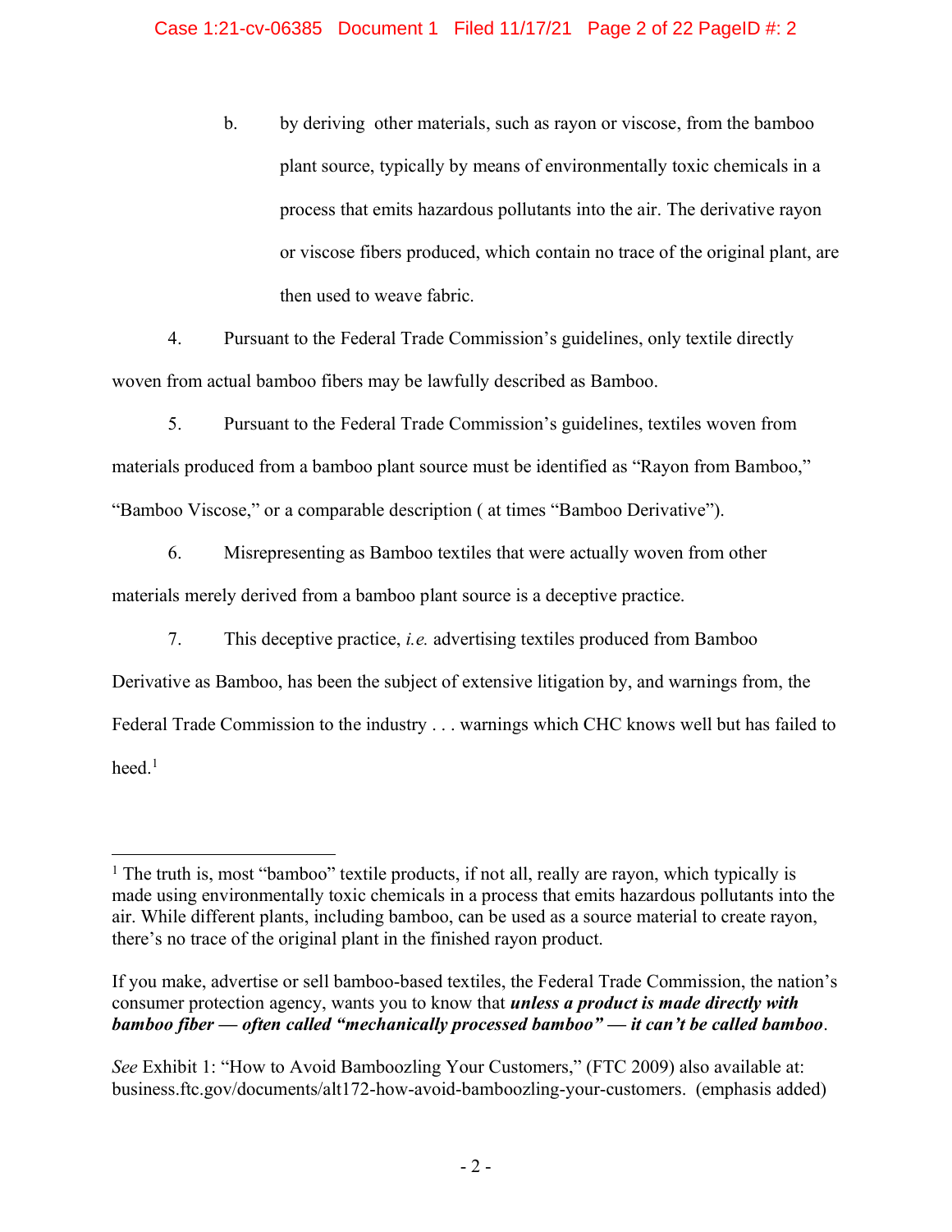b. by deriving other materials, such as rayon or viscose, from the bamboo plant source, typically by means of environmentally toxic chemicals in a process that emits hazardous pollutants into the air. The derivative rayon or viscose fibers produced, which contain no trace of the original plant, are then used to weave fabric.

4. Pursuant to the Federal Trade Commission's guidelines, only textile directly woven from actual bamboo fibers may be lawfully described as Bamboo.

5. Pursuant to the Federal Trade Commission's guidelines, textiles woven from materials produced from a bamboo plant source must be identified as "Rayon from Bamboo," "Bamboo Viscose," or a comparable description ( at times "Bamboo Derivative").

6. Misrepresenting as Bamboo textiles that were actually woven from other materials merely derived from a bamboo plant source is a deceptive practice.

7. This deceptive practice, *i.e.* advertising textiles produced from Bamboo Derivative as Bamboo, has been the subject of extensive litigation by, and warnings from, the Federal Trade Commission to the industry . . . warnings which CHC knows well but has failed to heed.[1]

---

[1] The truth is, most "bamboo" textile products, if not all, really are rayon, which typically is made using environmentally toxic chemicals in a process that emits hazardous pollutants into the air. While different plants, including bamboo, can be used as a source material to create rayon, there's no trace of the original plant in the finished rayon product.

If you make, advertise or sell bamboo-based textiles, the Federal Trade Commission, the nation's consumer protection agency, wants you to know that ***unless a product is made directly with bamboo fiber — often called "mechanically processed bamboo" — it can't be called bamboo***.

*See* Exhibit 1: "How to Avoid Bamboozling Your Customers," (FTC 2009) also available at: business.ftc.gov/documents/alt172-how-avoid-bamboozling-your-customers. (emphasis added)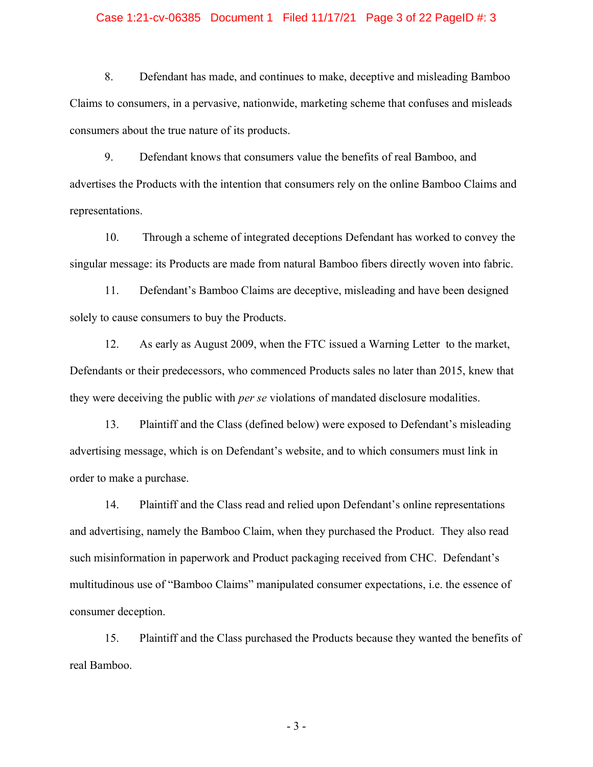8. Defendant has made, and continues to make, deceptive and misleading Bamboo Claims to consumers, in a pervasive, nationwide, marketing scheme that confuses and misleads consumers about the true nature of its products.

9. Defendant knows that consumers value the benefits of real Bamboo, and advertises the Products with the intention that consumers rely on the online Bamboo Claims and representations.

10. Through a scheme of integrated deceptions Defendant has worked to convey the singular message: its Products are made from natural Bamboo fibers directly woven into fabric.

11. Defendant's Bamboo Claims are deceptive, misleading and have been designed solely to cause consumers to buy the Products.

12. As early as August 2009, when the FTC issued a Warning Letter to the market, Defendants or their predecessors, who commenced Products sales no later than 2015, knew that they were deceiving the public with *per se* violations of mandated disclosure modalities.

13. Plaintiff and the Class (defined below) were exposed to Defendant's misleading advertising message, which is on Defendant's website, and to which consumers must link in order to make a purchase.

14. Plaintiff and the Class read and relied upon Defendant's online representations and advertising, namely the Bamboo Claim, when they purchased the Product. They also read such misinformation in paperwork and Product packaging received from CHC. Defendant's multitudinous use of "Bamboo Claims" manipulated consumer expectations, i.e. the essence of consumer deception.

15. Plaintiff and the Class purchased the Products because they wanted the benefits of real Bamboo.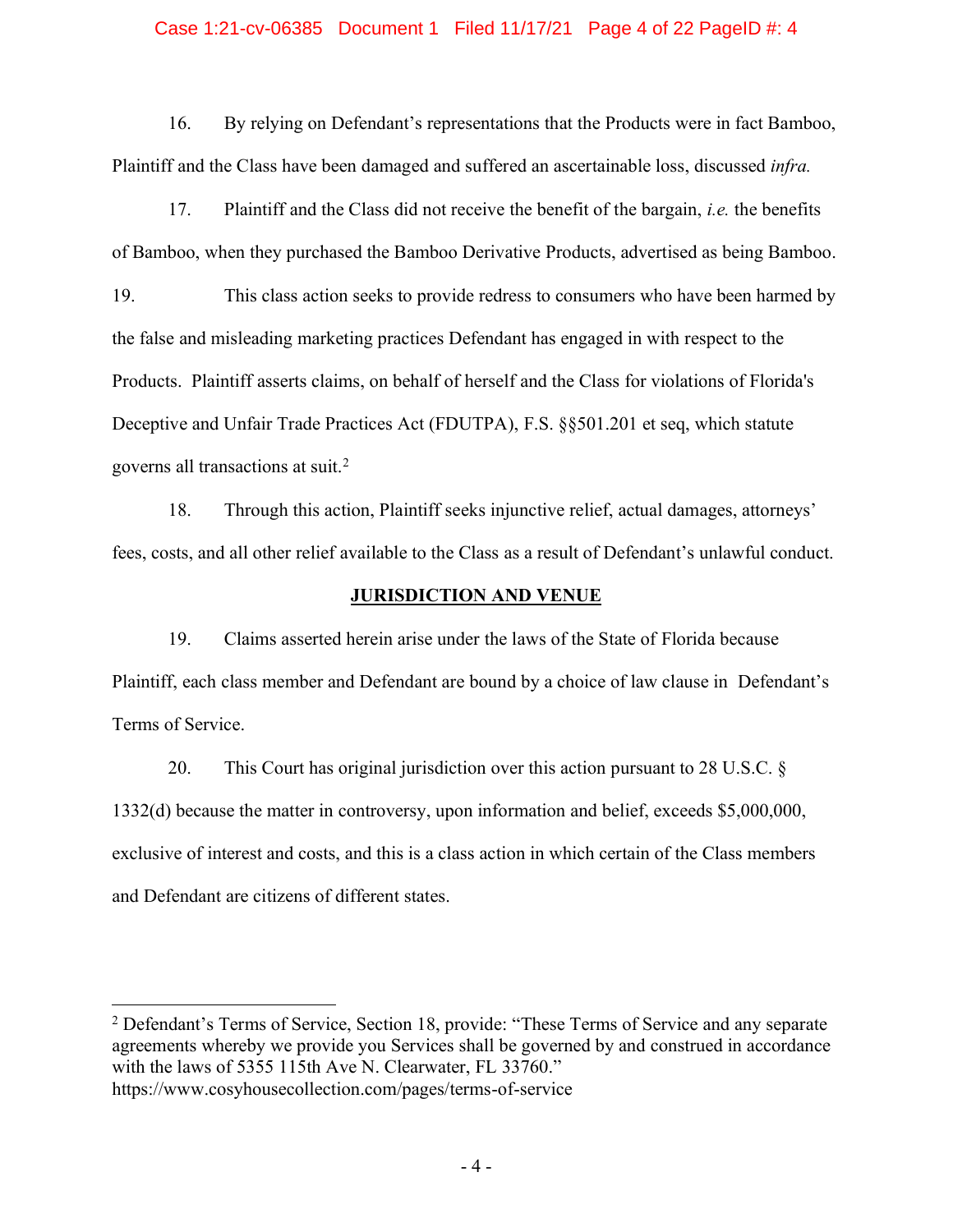16. By relying on Defendant's representations that the Products were in fact Bamboo, Plaintiff and the Class have been damaged and suffered an ascertainable loss, discussed *infra.*

17. Plaintiff and the Class did not receive the benefit of the bargain, *i.e.* the benefits of Bamboo, when they purchased the Bamboo Derivative Products, advertised as being Bamboo.

19. This class action seeks to provide redress to consumers who have been harmed by the false and misleading marketing practices Defendant has engaged in with respect to the Products. Plaintiff asserts claims, on behalf of herself and the Class for violations of Florida's Deceptive and Unfair Trade Practices Act (FDUTPA), F.S. §§501.201 et seq, which statute governs all transactions at suit.[2]

18. Through this action, Plaintiff seeks injunctive relief, actual damages, attorneys' fees, costs, and all other relief available to the Class as a result of Defendant's unlawful conduct.

## JURISDICTION AND VENUE

19. Claims asserted herein arise under the laws of the State of Florida because Plaintiff, each class member and Defendant are bound by a choice of law clause in Defendant's Terms of Service.

20. This Court has original jurisdiction over this action pursuant to 28 U.S.C. § 1332(d) because the matter in controversy, upon information and belief, exceeds $5,000,000, exclusive of interest and costs, and this is a class action in which certain of the Class members and Defendant are citizens of different states.

---

[2] Defendant's Terms of Service, Section 18, provide: "These Terms of Service and any separate agreements whereby we provide you Services shall be governed by and construed in accordance with the laws of 5355 115th Ave N. Clearwater, FL 33760." https://www.cosyhousecollection.com/pages/terms-of-service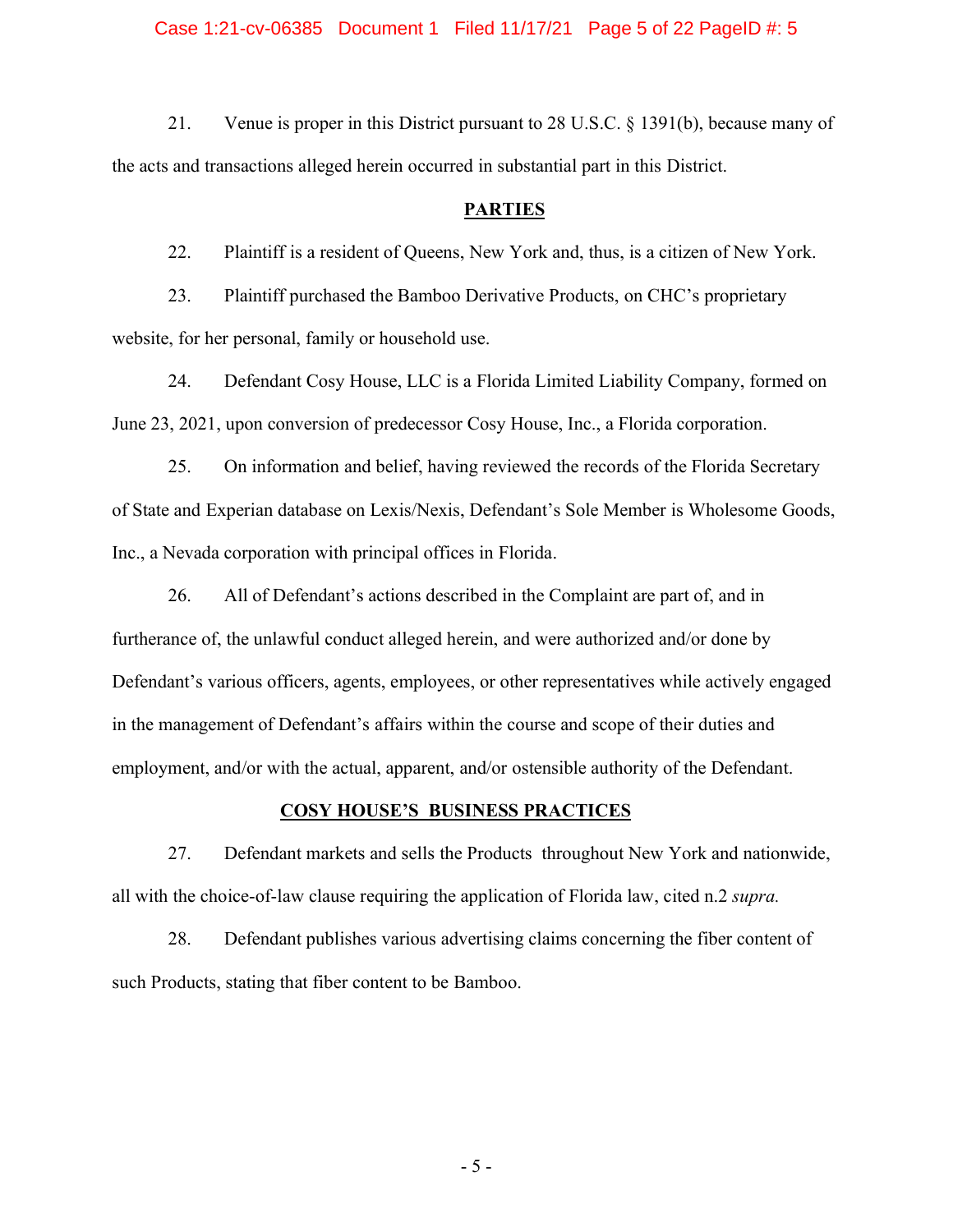21. Venue is proper in this District pursuant to 28 U.S.C. § 1391(b), because many of the acts and transactions alleged herein occurred in substantial part in this District.

## PARTIES

22. Plaintiff is a resident of Queens, New York and, thus, is a citizen of New York.

23. Plaintiff purchased the Bamboo Derivative Products, on CHC's proprietary website, for her personal, family or household use.

24. Defendant Cosy House, LLC is a Florida Limited Liability Company, formed on June 23, 2021, upon conversion of predecessor Cosy House, Inc., a Florida corporation.

25. On information and belief, having reviewed the records of the Florida Secretary of State and Experian database on Lexis/Nexis, Defendant's Sole Member is Wholesome Goods, Inc., a Nevada corporation with principal offices in Florida.

26. All of Defendant's actions described in the Complaint are part of, and in furtherance of, the unlawful conduct alleged herein, and were authorized and/or done by Defendant's various officers, agents, employees, or other representatives while actively engaged in the management of Defendant's affairs within the course and scope of their duties and employment, and/or with the actual, apparent, and/or ostensible authority of the Defendant.

## COSY HOUSE'S BUSINESS PRACTICES

27. Defendant markets and sells the Products throughout New York and nationwide, all with the choice-of-law clause requiring the application of Florida law, cited n.2 *supra.*

28. Defendant publishes various advertising claims concerning the fiber content of such Products, stating that fiber content to be Bamboo.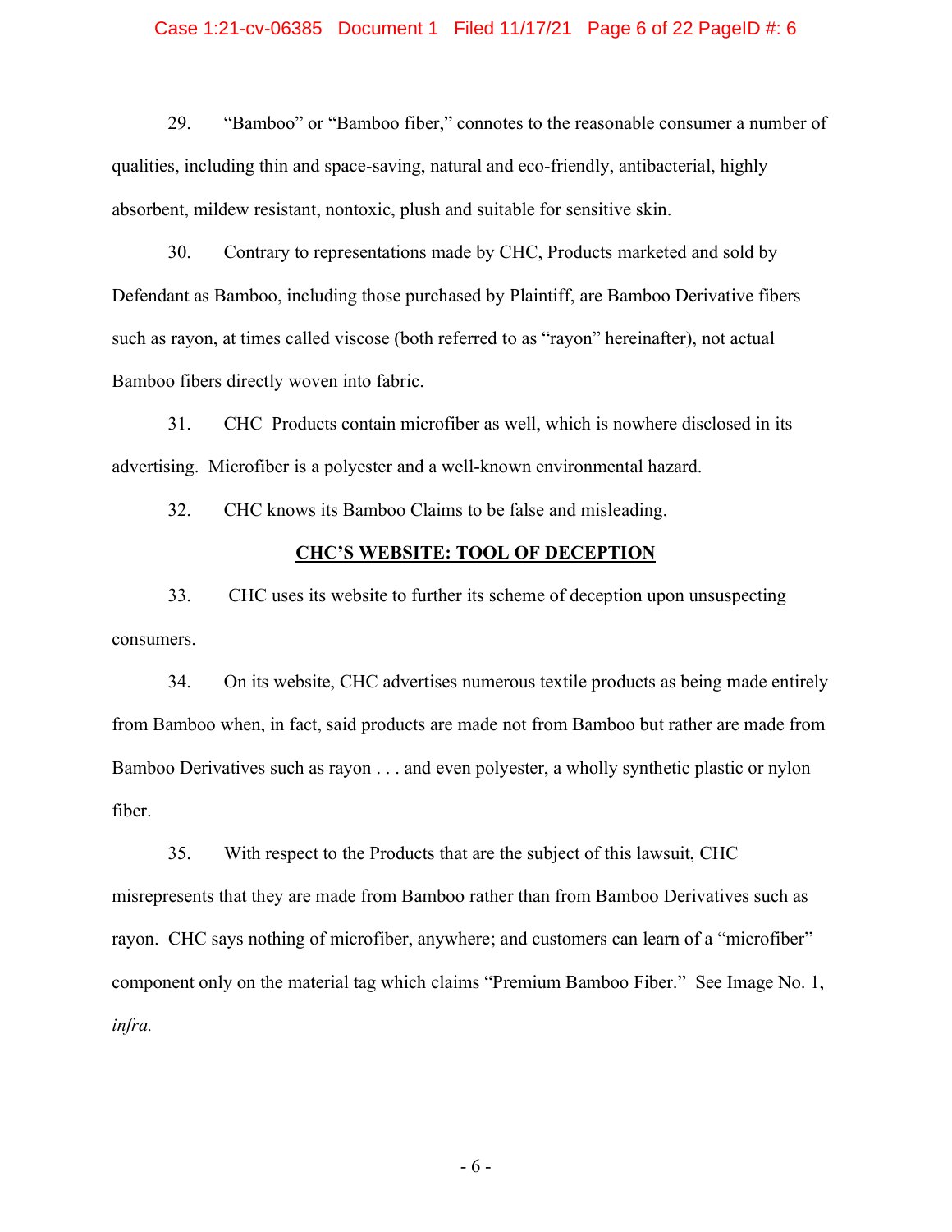29. "Bamboo" or "Bamboo fiber," connotes to the reasonable consumer a number of qualities, including thin and space-saving, natural and eco-friendly, antibacterial, highly absorbent, mildew resistant, nontoxic, plush and suitable for sensitive skin.

30. Contrary to representations made by CHC, Products marketed and sold by Defendant as Bamboo, including those purchased by Plaintiff, are Bamboo Derivative fibers such as rayon, at times called viscose (both referred to as "rayon" hereinafter), not actual Bamboo fibers directly woven into fabric.

31. CHC Products contain microfiber as well, which is nowhere disclosed in its advertising. Microfiber is a polyester and a well-known environmental hazard.

32. CHC knows its Bamboo Claims to be false and misleading.

## <u>CHC'S WEBSITE: TOOL OF DECEPTION</u>

33. CHC uses its website to further its scheme of deception upon unsuspecting consumers.

34. On its website, CHC advertises numerous textile products as being made entirely from Bamboo when, in fact, said products are made not from Bamboo but rather are made from Bamboo Derivatives such as rayon . . . and even polyester, a wholly synthetic plastic or nylon fiber.

35. With respect to the Products that are the subject of this lawsuit, CHC misrepresents that they are made from Bamboo rather than from Bamboo Derivatives such as rayon. CHC says nothing of microfiber, anywhere; and customers can learn of a "microfiber" component only on the material tag which claims "Premium Bamboo Fiber." See Image No. 1, *infra.*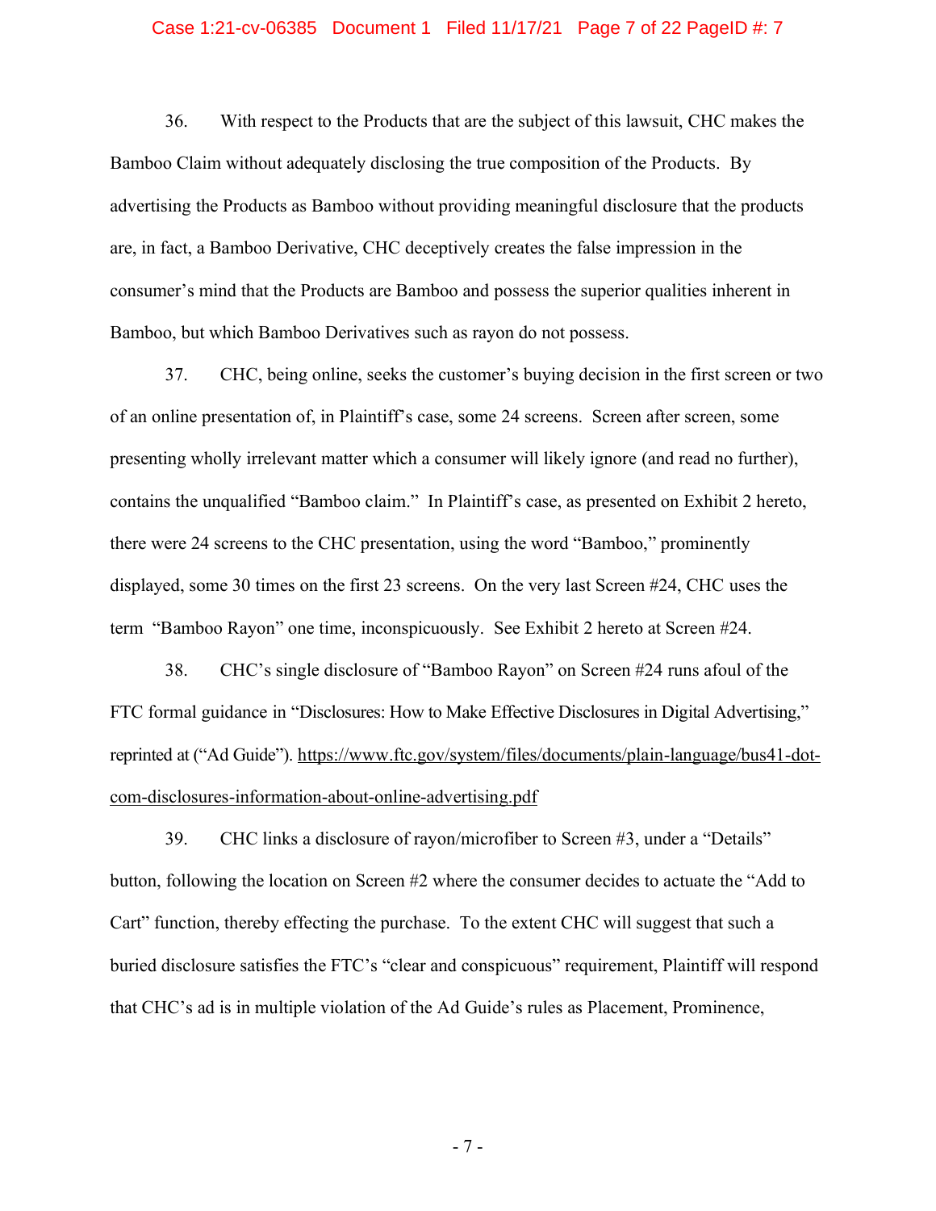36. With respect to the Products that are the subject of this lawsuit, CHC makes the Bamboo Claim without adequately disclosing the true composition of the Products. By advertising the Products as Bamboo without providing meaningful disclosure that the products are, in fact, a Bamboo Derivative, CHC deceptively creates the false impression in the consumer's mind that the Products are Bamboo and possess the superior qualities inherent in Bamboo, but which Bamboo Derivatives such as rayon do not possess.

37. CHC, being online, seeks the customer's buying decision in the first screen or two of an online presentation of, in Plaintiff's case, some 24 screens. Screen after screen, some presenting wholly irrelevant matter which a consumer will likely ignore (and read no further), contains the unqualified "Bamboo claim." In Plaintiff's case, as presented on Exhibit 2 hereto, there were 24 screens to the CHC presentation, using the word "Bamboo," prominently displayed, some 30 times on the first 23 screens. On the very last Screen #24, CHC uses the term "Bamboo Rayon" one time, inconspicuously. See Exhibit 2 hereto at Screen #24.

38. CHC's single disclosure of "Bamboo Rayon" on Screen #24 runs afoul of the FTC formal guidance in "Disclosures: How to Make Effective Disclosures in Digital Advertising," reprinted at ("Ad Guide"). https://www.ftc.gov/system/files/documents/plain-language/bus41-dot-com-disclosures-information-about-online-advertising.pdf

39. CHC links a disclosure of rayon/microfiber to Screen #3, under a "Details" button, following the location on Screen #2 where the consumer decides to actuate the "Add to Cart" function, thereby effecting the purchase. To the extent CHC will suggest that such a buried disclosure satisfies the FTC's "clear and conspicuous" requirement, Plaintiff will respond that CHC's ad is in multiple violation of the Ad Guide's rules as Placement, Prominence,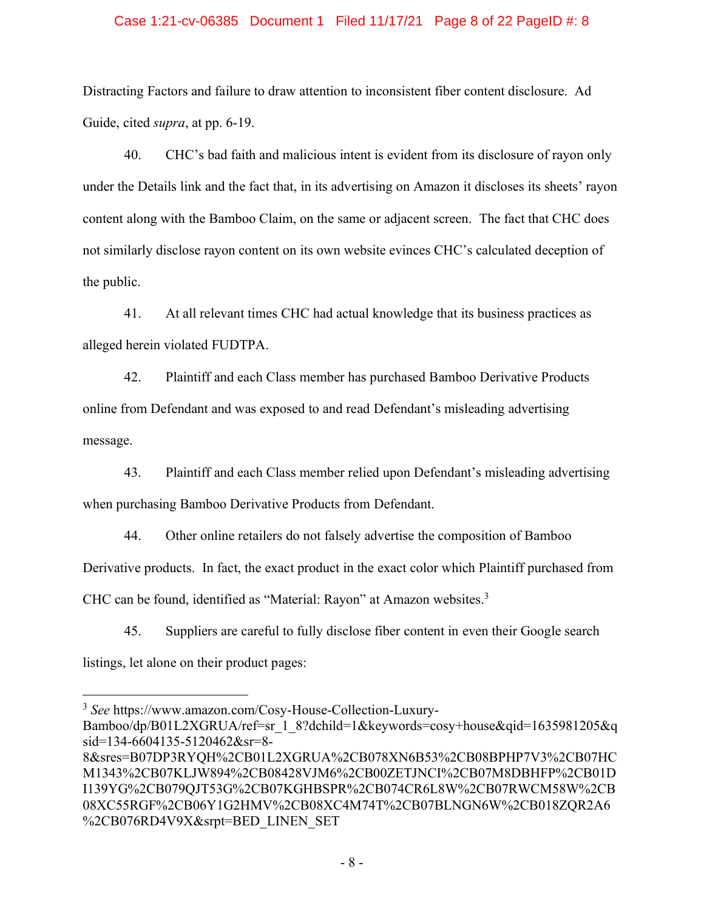Distracting Factors and failure to draw attention to inconsistent fiber content disclosure. Ad Guide, cited *supra*, at pp. 6-19.

40. CHC's bad faith and malicious intent is evident from its disclosure of rayon only under the Details link and the fact that, in its advertising on Amazon it discloses its sheets' rayon content along with the Bamboo Claim, on the same or adjacent screen. The fact that CHC does not similarly disclose rayon content on its own website evinces CHC's calculated deception of the public.

41. At all relevant times CHC had actual knowledge that its business practices as alleged herein violated FUDTPA.

42. Plaintiff and each Class member has purchased Bamboo Derivative Products online from Defendant and was exposed to and read Defendant's misleading advertising message.

43. Plaintiff and each Class member relied upon Defendant's misleading advertising when purchasing Bamboo Derivative Products from Defendant.

44. Other online retailers do not falsely advertise the composition of Bamboo Derivative products. In fact, the exact product in the exact color which Plaintiff purchased from CHC can be found, identified as "Material: Rayon" at Amazon websites.[3]

45. Suppliers are careful to fully disclose fiber content in even their Google search listings, let alone on their product pages:

---

[3] *See* https://www.amazon.com/Cosy-House-Collection-Luxury-Bamboo/dp/B01L2XGRUA/ref=sr_1_8?dchild=1&keywords=cosy+house&qid=1635981205&qsid=134-6604135-5120462&sr=8-8&sres=B07DP3RYQH%2CB01L2XGRUA%2CB078XN6B53%2CB08BPHP7V3%2CB07HCM1343%2CB07KLJW894%2CB08428VJM6%2CB00ZETJNCI%2CB07M8DBHFP%2CB01DI139YG%2CB079QJT53G%2CB07KGHBSPR%2CB074CR6L8W%2CB07RWCM58W%2CB08XC55RGF%2CB06Y1G2HMV%2CB08XC4M74T%2CB07BLNGN6W%2CB018ZQR2A6%2CB076RD4V9X&srpt=BED_LINEN_SET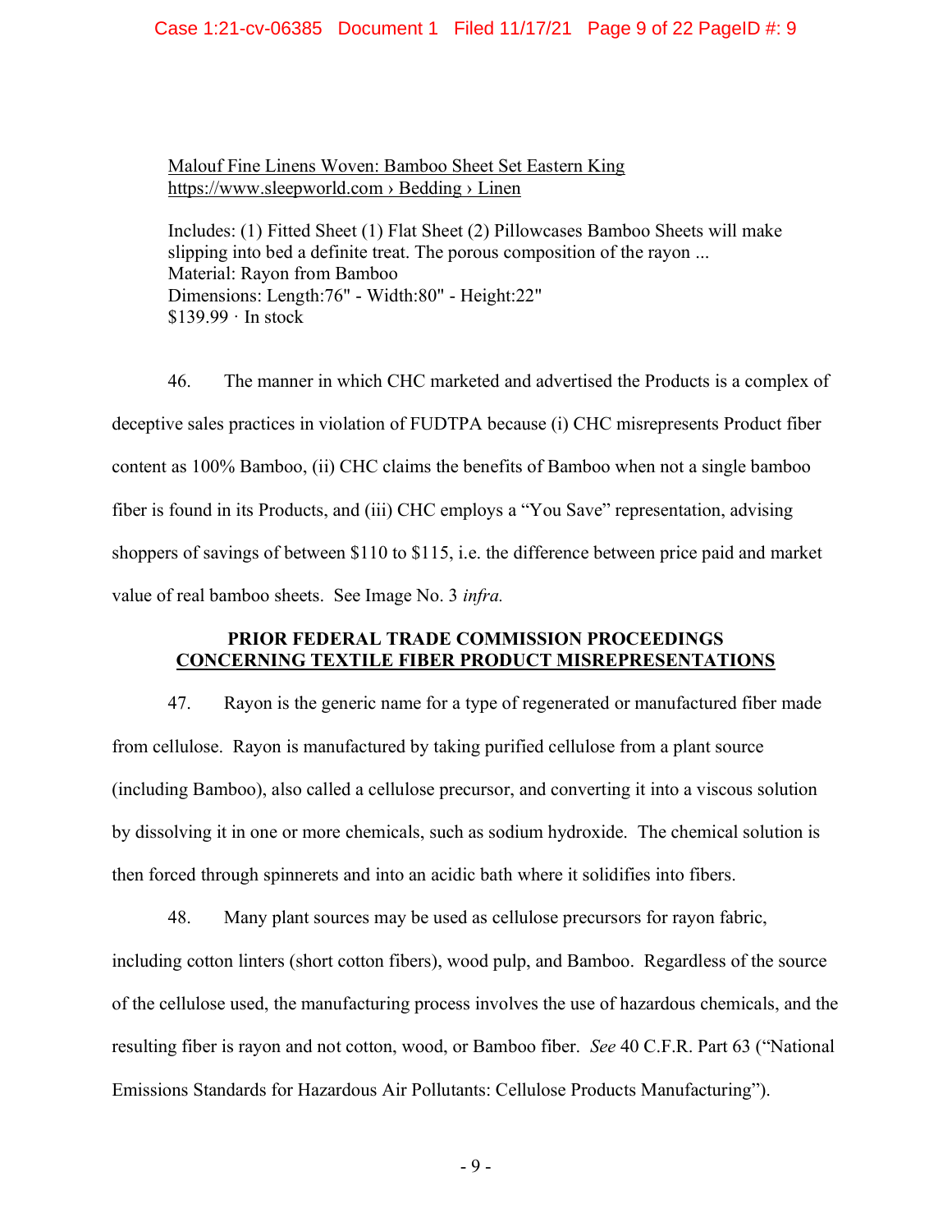<u>Malouf Fine Linens Woven: Bamboo Sheet Set Eastern King</u>
<u>https://www.sleepworld.com › Bedding › Linen</u>

Includes: (1) Fitted Sheet (1) Flat Sheet (2) Pillowcases Bamboo Sheets will make slipping into bed a definite treat. The porous composition of the rayon ...
Material: Rayon from Bamboo
Dimensions: Length:76" - Width:80" - Height:22"
$139.99 · In stock

46. The manner in which CHC marketed and advertised the Products is a complex of deceptive sales practices in violation of FUDTPA because (i) CHC misrepresents Product fiber content as 100% Bamboo, (ii) CHC claims the benefits of Bamboo when not a single bamboo fiber is found in its Products, and (iii) CHC employs a "You Save" representation, advising shoppers of savings of between $110 to $115, i.e. the difference between price paid and market value of real bamboo sheets. See Image No. 3 *infra.*

## PRIOR FEDERAL TRADE COMMISSION PROCEEDINGS <u>CONCERNING TEXTILE FIBER PRODUCT MISREPRESENTATIONS</u>

47. Rayon is the generic name for a type of regenerated or manufactured fiber made from cellulose. Rayon is manufactured by taking purified cellulose from a plant source (including Bamboo), also called a cellulose precursor, and converting it into a viscous solution by dissolving it in one or more chemicals, such as sodium hydroxide. The chemical solution is then forced through spinnerets and into an acidic bath where it solidifies into fibers.

48. Many plant sources may be used as cellulose precursors for rayon fabric, including cotton linters (short cotton fibers), wood pulp, and Bamboo. Regardless of the source of the cellulose used, the manufacturing process involves the use of hazardous chemicals, and the resulting fiber is rayon and not cotton, wood, or Bamboo fiber. *See* 40 C.F.R. Part 63 ("National Emissions Standards for Hazardous Air Pollutants: Cellulose Products Manufacturing").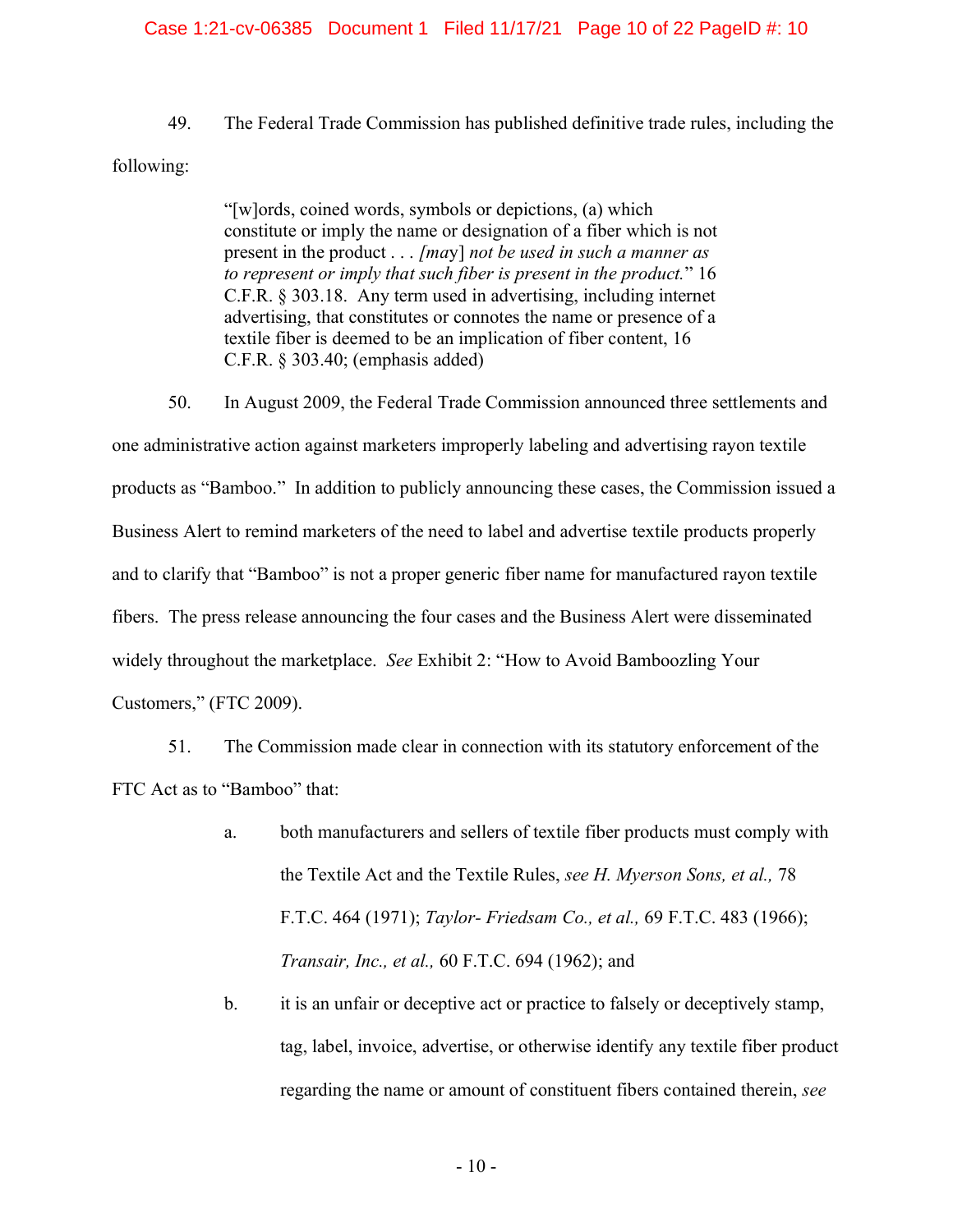49. The Federal Trade Commission has published definitive trade rules, including the following:

> "[w]ords, coined words, symbols or depictions, (a) which constitute or imply the name or designation of a fiber which is not present in the product . . . *[may] not be used in such a manner as to represent or imply that such fiber is present in the product.*" 16 C.F.R. § 303.18. Any term used in advertising, including internet advertising, that constitutes or connotes the name or presence of a textile fiber is deemed to be an implication of fiber content, 16 C.F.R. § 303.40; (emphasis added)

50. In August 2009, the Federal Trade Commission announced three settlements and one administrative action against marketers improperly labeling and advertising rayon textile products as "Bamboo." In addition to publicly announcing these cases, the Commission issued a Business Alert to remind marketers of the need to label and advertise textile products properly and to clarify that "Bamboo" is not a proper generic fiber name for manufactured rayon textile fibers. The press release announcing the four cases and the Business Alert were disseminated widely throughout the marketplace. *See* Exhibit 2: "How to Avoid Bamboozling Your Customers," (FTC 2009).

51. The Commission made clear in connection with its statutory enforcement of the FTC Act as to "Bamboo" that:

a. both manufacturers and sellers of textile fiber products must comply with the Textile Act and the Textile Rules, *see H. Myerson Sons, et al.,* 78 F.T.C. 464 (1971); *Taylor- Friedsam Co., et al.,* 69 F.T.C. 483 (1966); *Transair, Inc., et al.,* 60 F.T.C. 694 (1962); and

b. it is an unfair or deceptive act or practice to falsely or deceptively stamp, tag, label, invoice, advertise, or otherwise identify any textile fiber product regarding the name or amount of constituent fibers contained therein, *see*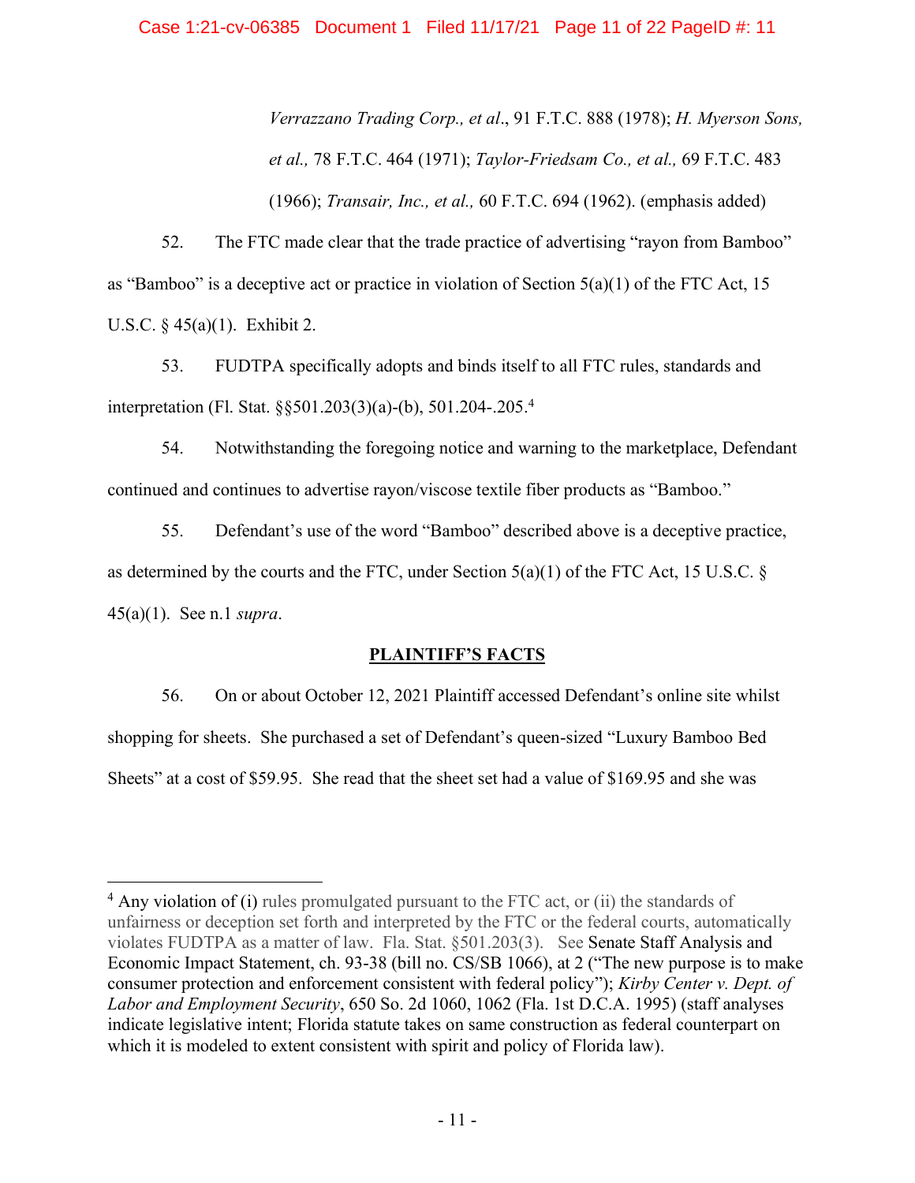> *Verrazzano Trading Corp., et al*., 91 F.T.C. 888 (1978); *H. Myerson Sons, et al.,* 78 F.T.C. 464 (1971); *Taylor-Friedsam Co., et al.,* 69 F.T.C. 483 (1966); *Transair, Inc., et al.,* 60 F.T.C. 694 (1962). (emphasis added)

52. The FTC made clear that the trade practice of advertising "rayon from Bamboo" as "Bamboo" is a deceptive act or practice in violation of Section 5(a)(1) of the FTC Act, 15 U.S.C. § 45(a)(1). Exhibit 2.

53. FUDTPA specifically adopts and binds itself to all FTC rules, standards and interpretation (Fl. Stat. §§501.203(3)(a)-(b), 501.204-.205.[4]

54. Notwithstanding the foregoing notice and warning to the marketplace, Defendant continued and continues to advertise rayon/viscose textile fiber products as "Bamboo."

55. Defendant's use of the word "Bamboo" described above is a deceptive practice, as determined by the courts and the FTC, under Section 5(a)(1) of the FTC Act, 15 U.S.C. § 45(a)(1). See n.1 *supra*.

## PLAINTIFF'S FACTS

56. On or about October 12, 2021 Plaintiff accessed Defendant's online site whilst shopping for sheets. She purchased a set of Defendant's queen-sized "Luxury Bamboo Bed Sheets" at a cost of $59.95. She read that the sheet set had a value of $169.95 and she was

---

[4] Any violation of (i) rules promulgated pursuant to the FTC act, or (ii) the standards of unfairness or deception set forth and interpreted by the FTC or the federal courts, automatically violates FUDTPA as a matter of law. Fla. Stat. §501.203(3). See Senate Staff Analysis and Economic Impact Statement, ch. 93-38 (bill no. CS/SB 1066), at 2 ("The new purpose is to make consumer protection and enforcement consistent with federal policy"); *Kirby Center v. Dept. of Labor and Employment Security*, 650 So. 2d 1060, 1062 (Fla. 1st D.C.A. 1995) (staff analyses indicate legislative intent; Florida statute takes on same construction as federal counterpart on which it is modeled to extent consistent with spirit and policy of Florida law).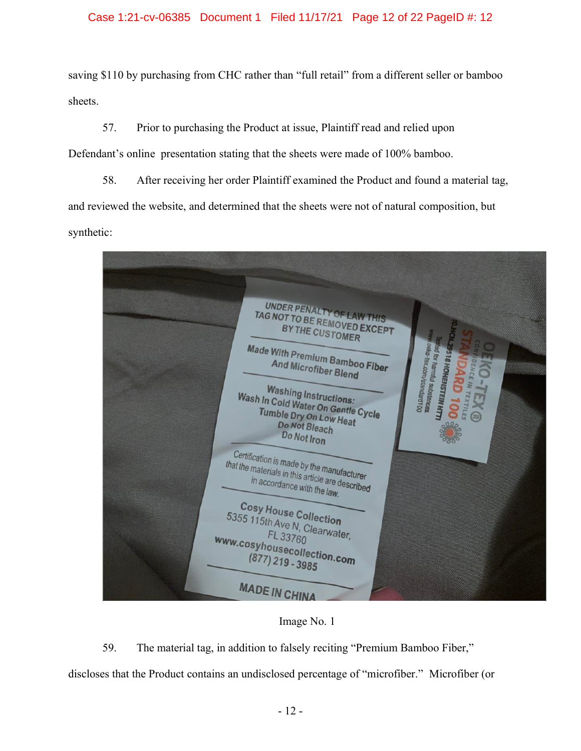saving $110 by purchasing from CHC rather than "full retail" from a different seller or bamboo sheets.

57. Prior to purchasing the Product at issue, Plaintiff read and relied upon Defendant's online  presentation stating that the sheets were made of 100% bamboo.

58. After receiving her order Plaintiff examined the Product and found a material tag, and reviewed the website, and determined that the sheets were not of natural composition, but synthetic:

Image No. 1

59. The material tag, in addition to falsely reciting "Premium Bamboo Fiber," discloses that the Product contains an undisclosed percentage of "microfiber." Microfiber (or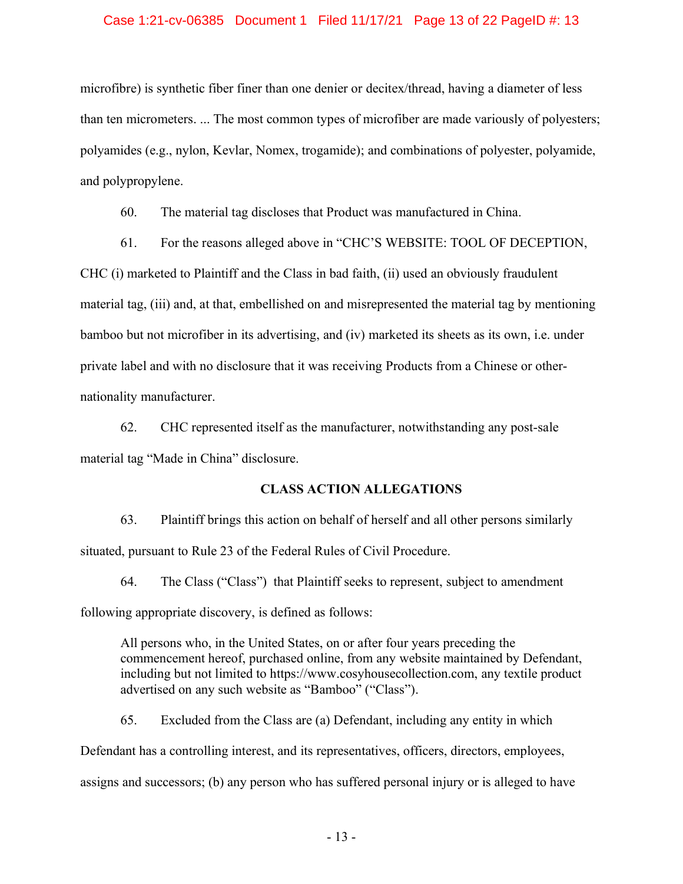microfibre) is synthetic fiber finer than one denier or decitex/thread, having a diameter of less than ten micrometers. ... The most common types of microfiber are made variously of polyesters; polyamides (e.g., nylon, Kevlar, Nomex, trogamide); and combinations of polyester, polyamide, and polypropylene.

60. The material tag discloses that Product was manufactured in China.

61. For the reasons alleged above in "CHC'S WEBSITE: TOOL OF DECEPTION, CHC (i) marketed to Plaintiff and the Class in bad faith, (ii) used an obviously fraudulent material tag, (iii) and, at that, embellished on and misrepresented the material tag by mentioning bamboo but not microfiber in its advertising, and (iv) marketed its sheets as its own, i.e. under private label and with no disclosure that it was receiving Products from a Chinese or other-nationality manufacturer.

62. CHC represented itself as the manufacturer, notwithstanding any post-sale material tag "Made in China" disclosure.

**CLASS ACTION ALLEGATIONS**

63. Plaintiff brings this action on behalf of herself and all other persons similarly situated, pursuant to Rule 23 of the Federal Rules of Civil Procedure.

64. The Class ("Class") that Plaintiff seeks to represent, subject to amendment following appropriate discovery, is defined as follows:

> All persons who, in the United States, on or after four years preceding the commencement hereof, purchased online, from any website maintained by Defendant, including but not limited to https://www.cosyhousecollection.com, any textile product advertised on any such website as "Bamboo" ("Class").

65. Excluded from the Class are (a) Defendant, including any entity in which Defendant has a controlling interest, and its representatives, officers, directors, employees, assigns and successors; (b) any person who has suffered personal injury or is alleged to have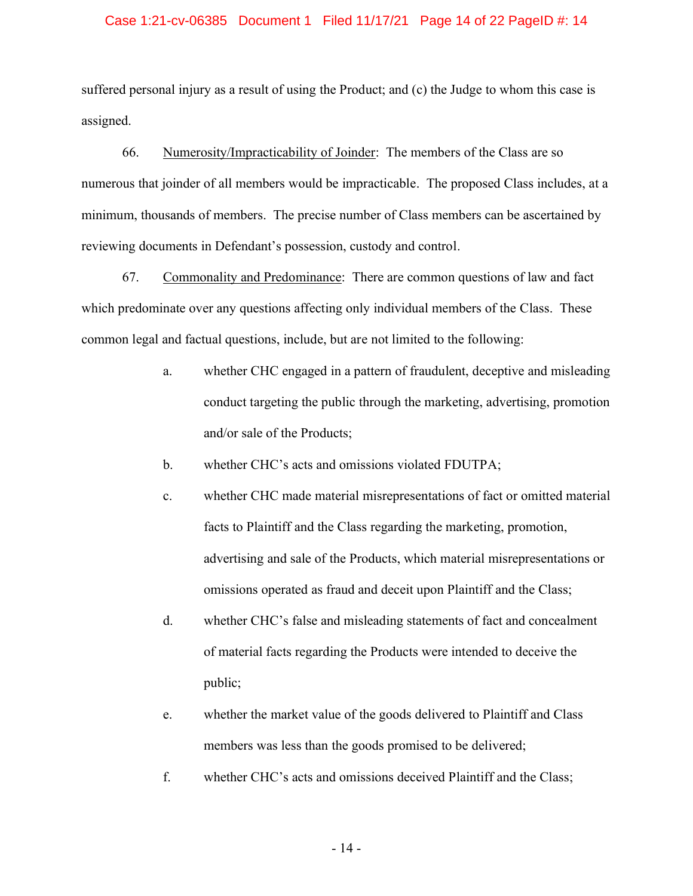suffered personal injury as a result of using the Product; and (c) the Judge to whom this case is assigned.

66. Numerosity/Impracticability of Joinder: The members of the Class are so numerous that joinder of all members would be impracticable. The proposed Class includes, at a minimum, thousands of members. The precise number of Class members can be ascertained by reviewing documents in Defendant's possession, custody and control.

67. Commonality and Predominance: There are common questions of law and fact which predominate over any questions affecting only individual members of the Class. These common legal and factual questions, include, but are not limited to the following:

a. whether CHC engaged in a pattern of fraudulent, deceptive and misleading conduct targeting the public through the marketing, advertising, promotion and/or sale of the Products;

b. whether CHC's acts and omissions violated FDUTPA;

c. whether CHC made material misrepresentations of fact or omitted material facts to Plaintiff and the Class regarding the marketing, promotion, advertising and sale of the Products, which material misrepresentations or omissions operated as fraud and deceit upon Plaintiff and the Class;

d. whether CHC's false and misleading statements of fact and concealment of material facts regarding the Products were intended to deceive the public;

e. whether the market value of the goods delivered to Plaintiff and Class members was less than the goods promised to be delivered;

f. whether CHC's acts and omissions deceived Plaintiff and the Class;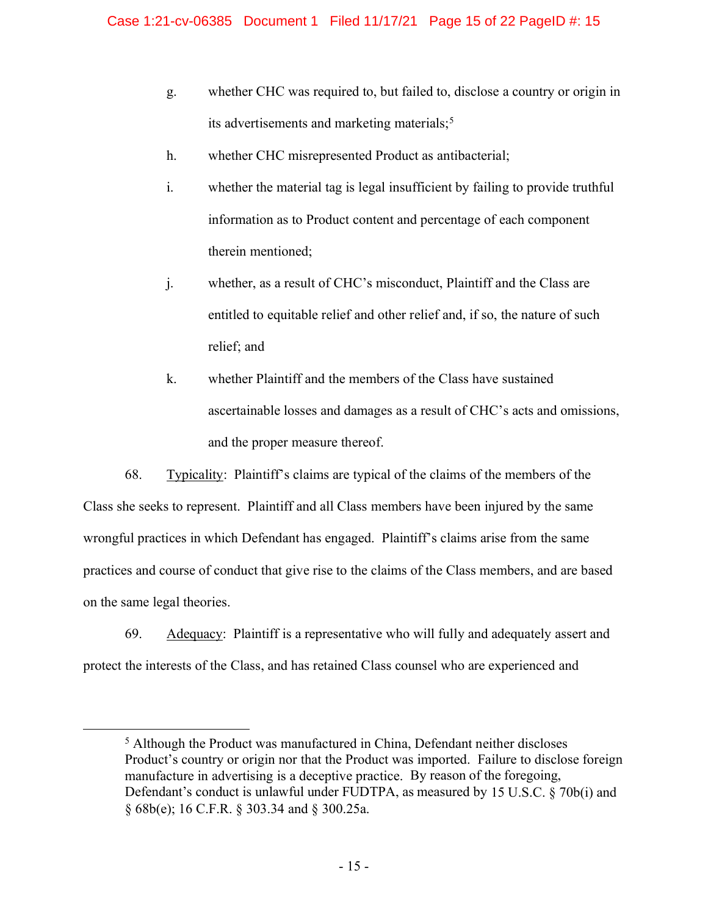g. whether CHC was required to, but failed to, disclose a country or origin in its advertisements and marketing materials;[5]

h. whether CHC misrepresented Product as antibacterial;

i. whether the material tag is legal insufficient by failing to provide truthful information as to Product content and percentage of each component therein mentioned;

j. whether, as a result of CHC's misconduct, Plaintiff and the Class are entitled to equitable relief and other relief and, if so, the nature of such relief; and

k. whether Plaintiff and the members of the Class have sustained ascertainable losses and damages as a result of CHC's acts and omissions, and the proper measure thereof.

68. Typicality: Plaintiff's claims are typical of the claims of the members of the Class she seeks to represent. Plaintiff and all Class members have been injured by the same wrongful practices in which Defendant has engaged. Plaintiff's claims arise from the same practices and course of conduct that give rise to the claims of the Class members, and are based on the same legal theories.

69. Adequacy: Plaintiff is a representative who will fully and adequately assert and protect the interests of the Class, and has retained Class counsel who are experienced and

---

[5] Although the Product was manufactured in China, Defendant neither discloses Product's country or origin nor that the Product was imported. Failure to disclose foreign manufacture in advertising is a deceptive practice. By reason of the foregoing, Defendant's conduct is unlawful under FUDTPA, as measured by 15 U.S.C. § 70b(i) and § 68b(e); 16 C.F.R. § 303.34 and § 300.25a.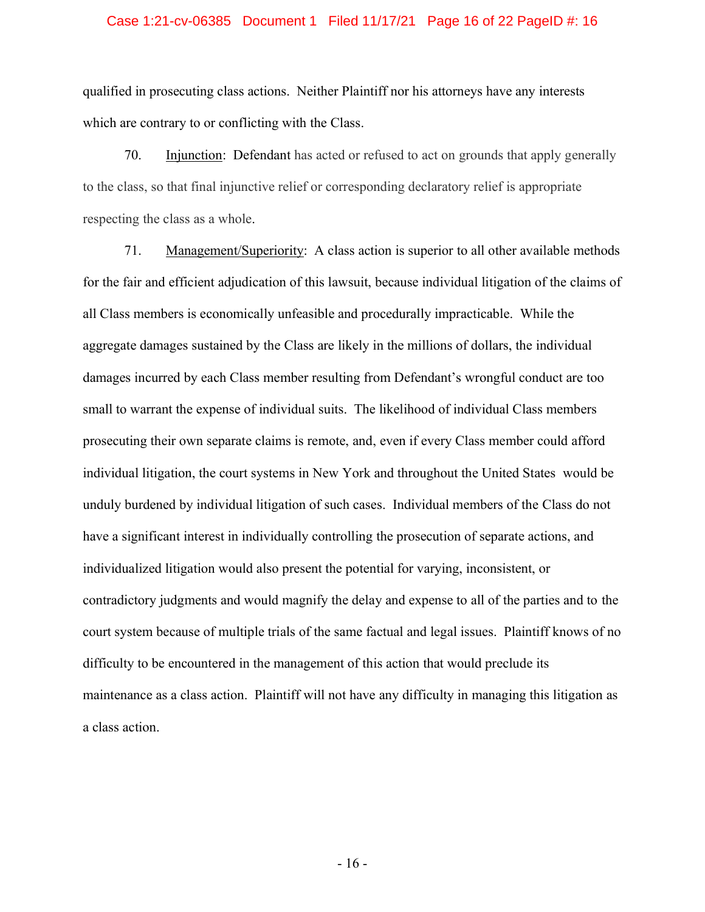qualified in prosecuting class actions. Neither Plaintiff nor his attorneys have any interests which are contrary to or conflicting with the Class.

70. Injunction: Defendant has acted or refused to act on grounds that apply generally to the class, so that final injunctive relief or corresponding declaratory relief is appropriate respecting the class as a whole.

71. Management/Superiority: A class action is superior to all other available methods for the fair and efficient adjudication of this lawsuit, because individual litigation of the claims of all Class members is economically unfeasible and procedurally impracticable. While the aggregate damages sustained by the Class are likely in the millions of dollars, the individual damages incurred by each Class member resulting from Defendant's wrongful conduct are too small to warrant the expense of individual suits. The likelihood of individual Class members prosecuting their own separate claims is remote, and, even if every Class member could afford individual litigation, the court systems in New York and throughout the United States would be unduly burdened by individual litigation of such cases. Individual members of the Class do not have a significant interest in individually controlling the prosecution of separate actions, and individualized litigation would also present the potential for varying, inconsistent, or contradictory judgments and would magnify the delay and expense to all of the parties and to the court system because of multiple trials of the same factual and legal issues. Plaintiff knows of no difficulty to be encountered in the management of this action that would preclude its maintenance as a class action. Plaintiff will not have any difficulty in managing this litigation as a class action.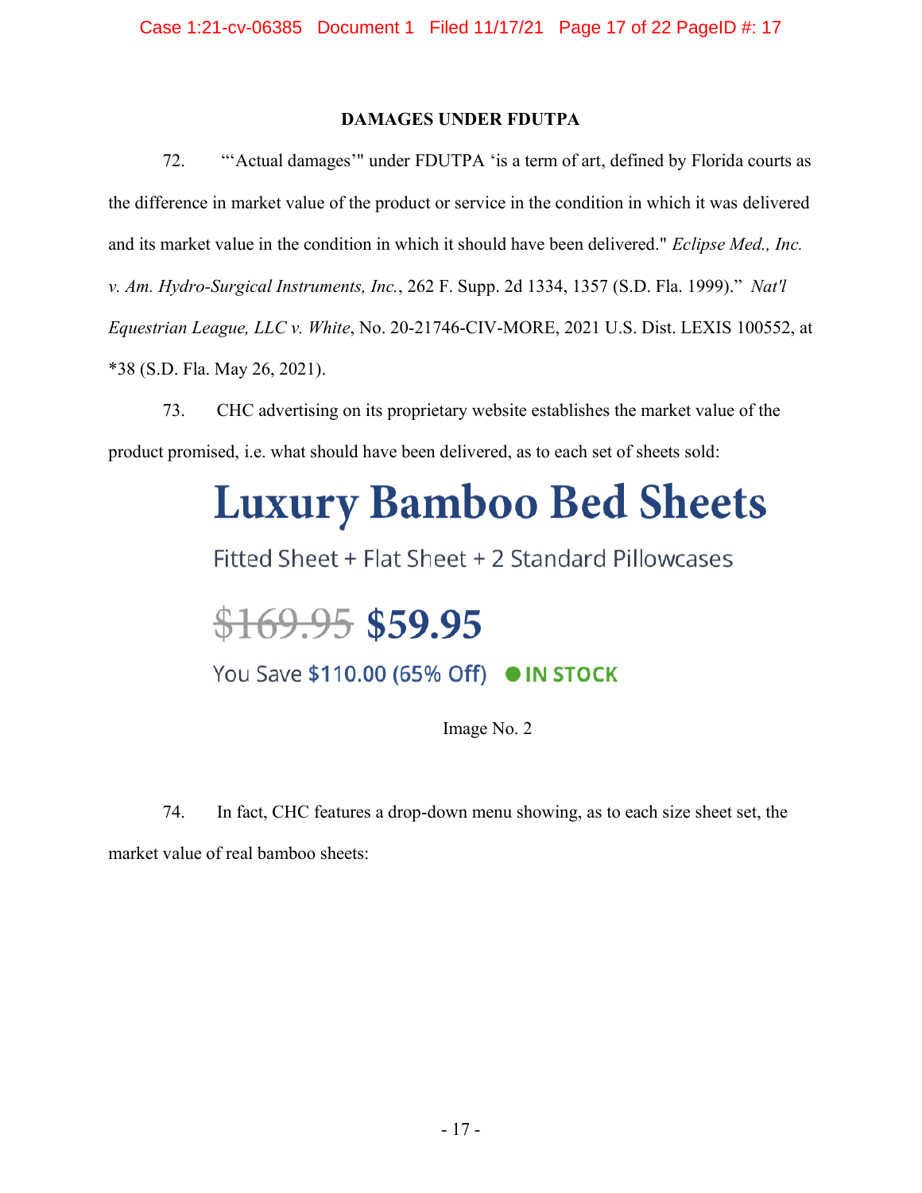**DAMAGES UNDER FDUTPA**

72. "'Actual damages'" under FDUTPA 'is a term of art, defined by Florida courts as the difference in market value of the product or service in the condition in which it was delivered and its market value in the condition in which it should have been delivered." *Eclipse Med., Inc. v. Am. Hydro-Surgical Instruments, Inc.*, 262 F. Supp. 2d 1334, 1357 (S.D. Fla. 1999)." *Nat'l Equestrian League, LLC v. White*, No. 20-21746-CIV-MORE, 2021 U.S. Dist. LEXIS 100552, at *38 (S.D. Fla. May 26, 2021).

73. CHC advertising on its proprietary website establishes the market value of the product promised, i.e. what should have been delivered, as to each set of sheets sold:

# Luxury Bamboo Bed Sheets

Fitted Sheet + Flat Sheet + 2 Standard Pillowcases

~~$169.95~~ **$59.95**

You Save **$110.00 (65% Off)** ● **IN STOCK**

Image No. 2

74. In fact, CHC features a drop-down menu showing, as to each size sheet set, the market value of real bamboo sheets: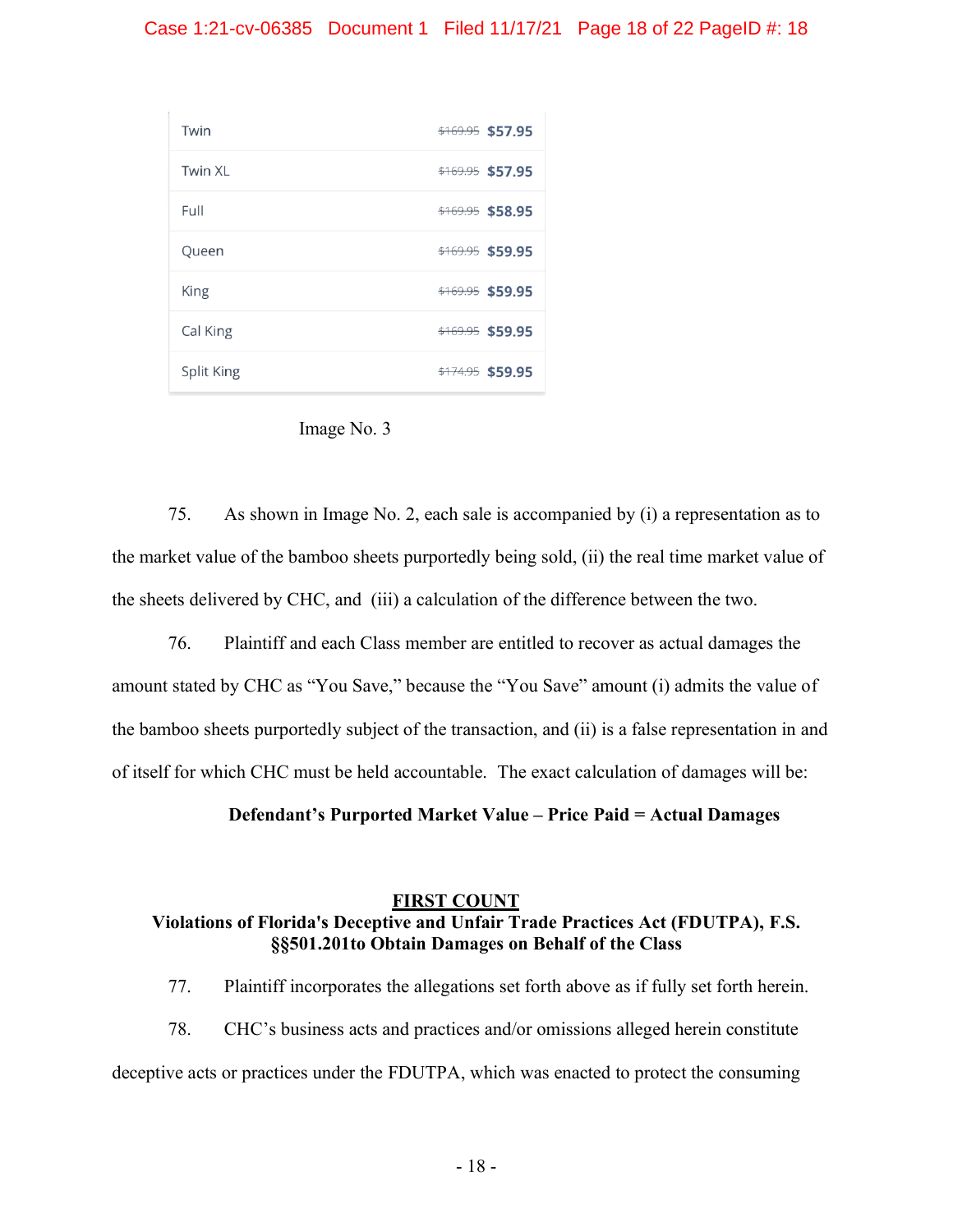| Size | Original Price | Sale Price |
|---|---|---|
| Twin | ~~$169.95~~ | **$57.95** |
| Twin XL | ~~$169.95~~ | **$57.95** |
| Full | ~~$169.95~~ | **$58.95** |
| Queen | ~~$169.95~~ | **$59.95** |
| King | ~~$169.95~~ | **$59.95** |
| Cal King | ~~$169.95~~ | **$59.95** |
| Split King | ~~$174.95~~ | **$59.95** |

Image No. 3

75. As shown in Image No. 2, each sale is accompanied by (i) a representation as to the market value of the bamboo sheets purportedly being sold, (ii) the real time market value of the sheets delivered by CHC, and (iii) a calculation of the difference between the two.

76. Plaintiff and each Class member are entitled to recover as actual damages the amount stated by CHC as "You Save," because the "You Save" amount (i) admits the value of the bamboo sheets purportedly subject of the transaction, and (ii) is a false representation in and of itself for which CHC must be held accountable. The exact calculation of damages will be:

**Defendant's Purported Market Value – Price Paid = Actual Damages**

## FIRST COUNT
## Violations of Florida's Deceptive and Unfair Trade Practices Act (FDUTPA), F.S. §§501.201to Obtain Damages on Behalf of the Class

77. Plaintiff incorporates the allegations set forth above as if fully set forth herein.

78. CHC's business acts and practices and/or omissions alleged herein constitute deceptive acts or practices under the FDUTPA, which was enacted to protect the consuming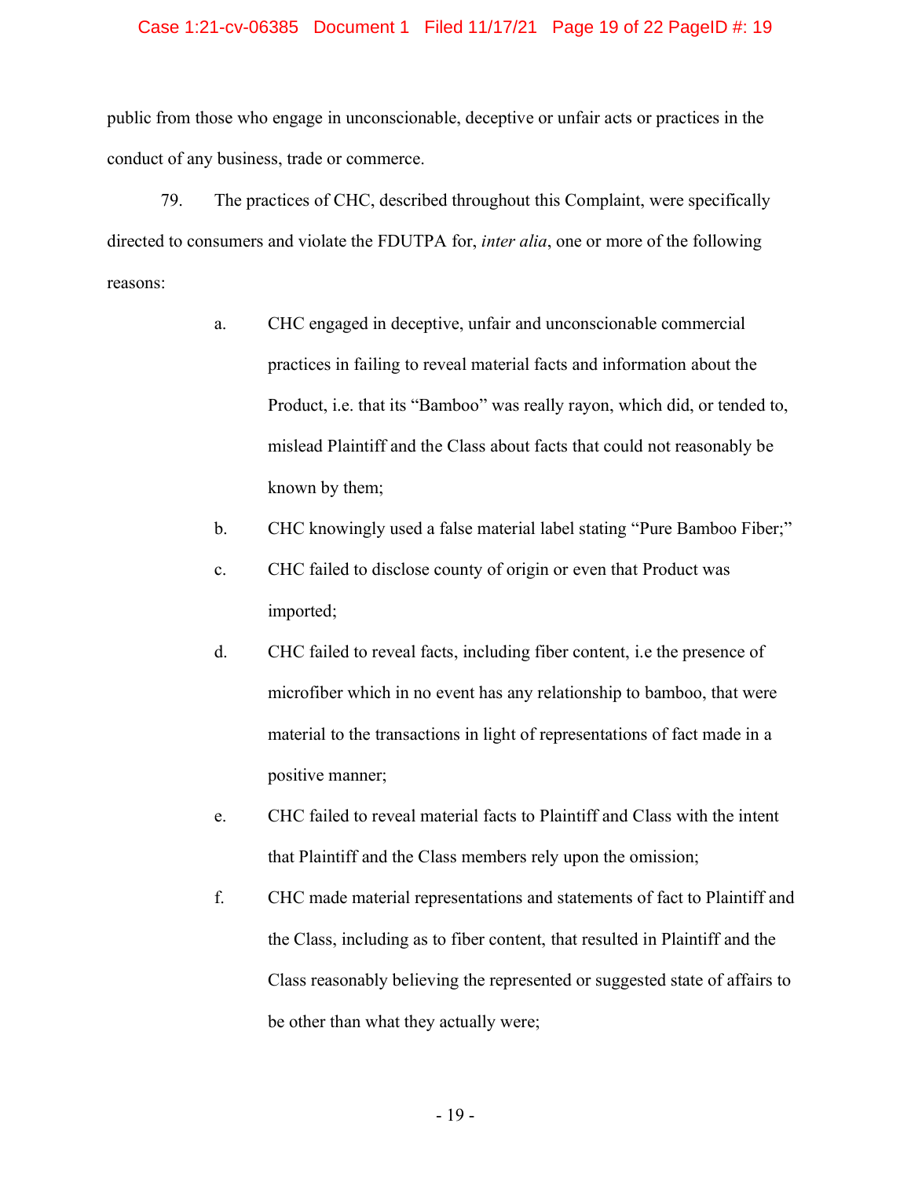public from those who engage in unconscionable, deceptive or unfair acts or practices in the conduct of any business, trade or commerce.

79. The practices of CHC, described throughout this Complaint, were specifically directed to consumers and violate the FDUTPA for, *inter alia*, one or more of the following reasons:

a. CHC engaged in deceptive, unfair and unconscionable commercial practices in failing to reveal material facts and information about the Product, i.e. that its "Bamboo" was really rayon, which did, or tended to, mislead Plaintiff and the Class about facts that could not reasonably be known by them;

b. CHC knowingly used a false material label stating "Pure Bamboo Fiber;"

c. CHC failed to disclose county of origin or even that Product was imported;

d. CHC failed to reveal facts, including fiber content, i.e the presence of microfiber which in no event has any relationship to bamboo, that were material to the transactions in light of representations of fact made in a positive manner;

e. CHC failed to reveal material facts to Plaintiff and Class with the intent that Plaintiff and the Class members rely upon the omission;

f. CHC made material representations and statements of fact to Plaintiff and the Class, including as to fiber content, that resulted in Plaintiff and the Class reasonably believing the represented or suggested state of affairs to be other than what they actually were;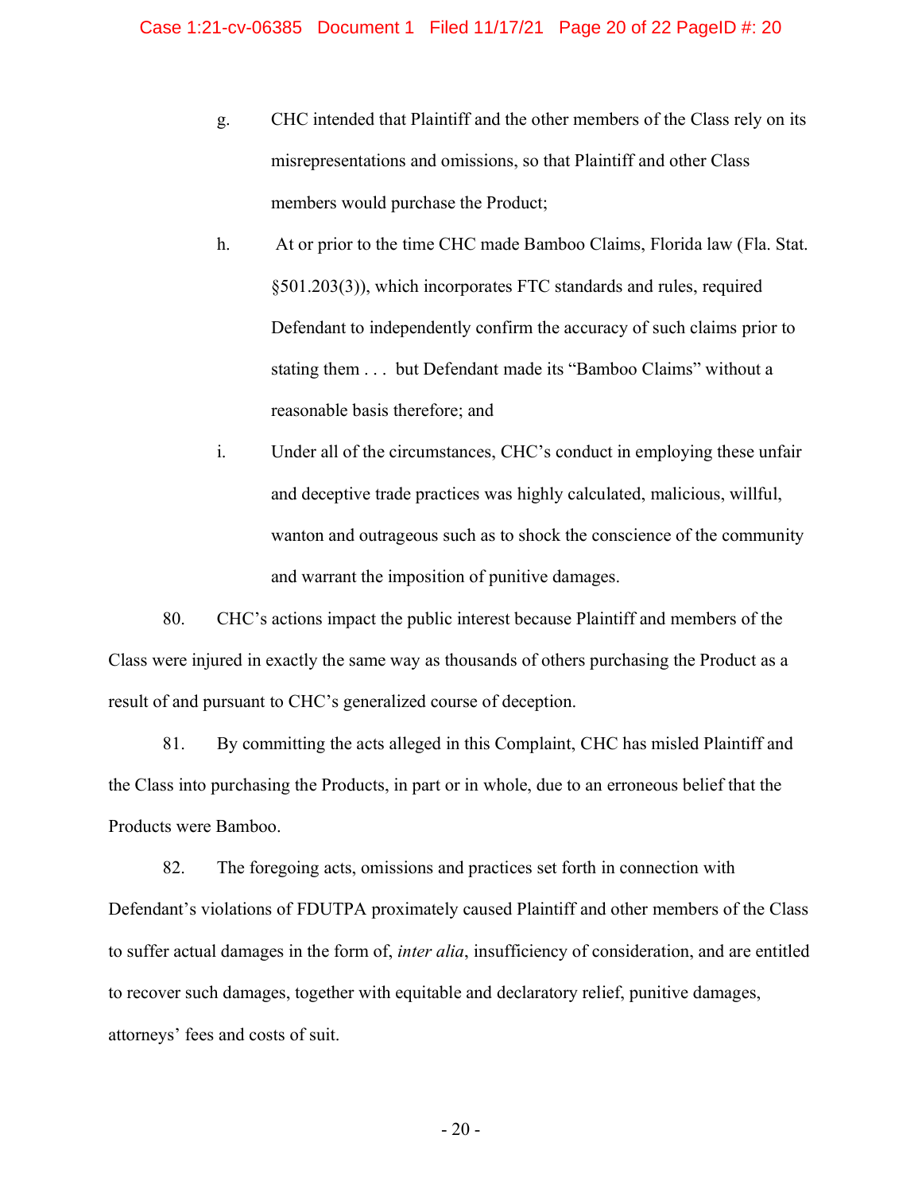g. CHC intended that Plaintiff and the other members of the Class rely on its misrepresentations and omissions, so that Plaintiff and other Class members would purchase the Product;

h. At or prior to the time CHC made Bamboo Claims, Florida law (Fla. Stat. §501.203(3)), which incorporates FTC standards and rules, required Defendant to independently confirm the accuracy of such claims prior to stating them . . . but Defendant made its "Bamboo Claims" without a reasonable basis therefore; and

i. Under all of the circumstances, CHC's conduct in employing these unfair and deceptive trade practices was highly calculated, malicious, willful, wanton and outrageous such as to shock the conscience of the community and warrant the imposition of punitive damages.

80. CHC's actions impact the public interest because Plaintiff and members of the Class were injured in exactly the same way as thousands of others purchasing the Product as a result of and pursuant to CHC's generalized course of deception.

81. By committing the acts alleged in this Complaint, CHC has misled Plaintiff and the Class into purchasing the Products, in part or in whole, due to an erroneous belief that the Products were Bamboo.

82. The foregoing acts, omissions and practices set forth in connection with Defendant's violations of FDUTPA proximately caused Plaintiff and other members of the Class to suffer actual damages in the form of, *inter alia*, insufficiency of consideration, and are entitled to recover such damages, together with equitable and declaratory relief, punitive damages, attorneys' fees and costs of suit.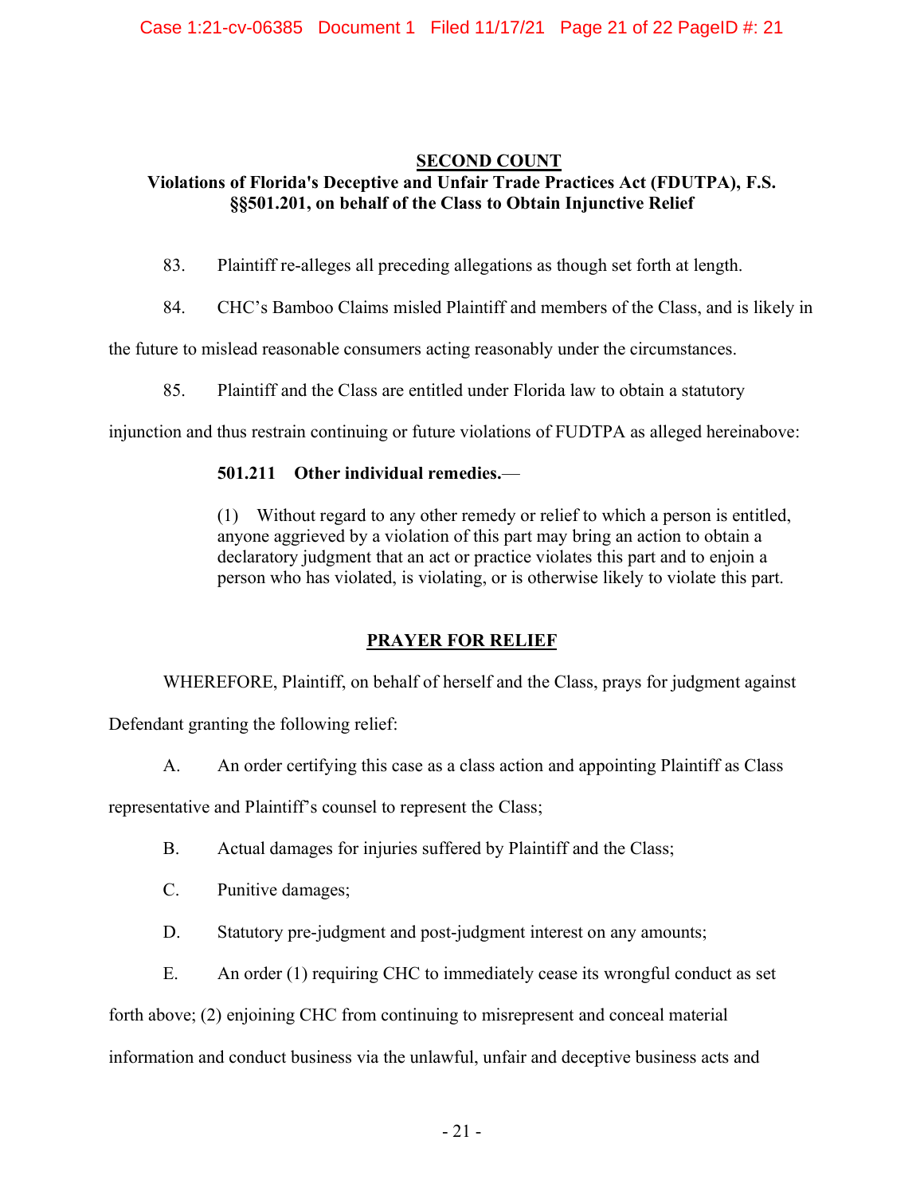## SECOND COUNT

### Violations of Florida's Deceptive and Unfair Trade Practices Act (FDUTPA), F.S. §§501.201, on behalf of the Class to Obtain Injunctive Relief

83. Plaintiff re-alleges all preceding allegations as though set forth at length.

84. CHC's Bamboo Claims misled Plaintiff and members of the Class, and is likely in the future to mislead reasonable consumers acting reasonably under the circumstances.

85. Plaintiff and the Class are entitled under Florida law to obtain a statutory injunction and thus restrain continuing or future violations of FUDTPA as alleged hereinabove:

> **501.211 Other individual remedies.**—
>
> (1) Without regard to any other remedy or relief to which a person is entitled, anyone aggrieved by a violation of this part may bring an action to obtain a declaratory judgment that an act or practice violates this part and to enjoin a person who has violated, is violating, or is otherwise likely to violate this part.

## PRAYER FOR RELIEF

WHEREFORE, Plaintiff, on behalf of herself and the Class, prays for judgment against Defendant granting the following relief:

A. An order certifying this case as a class action and appointing Plaintiff as Class representative and Plaintiff's counsel to represent the Class;

B. Actual damages for injuries suffered by Plaintiff and the Class;

C. Punitive damages;

D. Statutory pre-judgment and post-judgment interest on any amounts;

E. An order (1) requiring CHC to immediately cease its wrongful conduct as set forth above; (2) enjoining CHC from continuing to misrepresent and conceal material information and conduct business via the unlawful, unfair and deceptive business acts and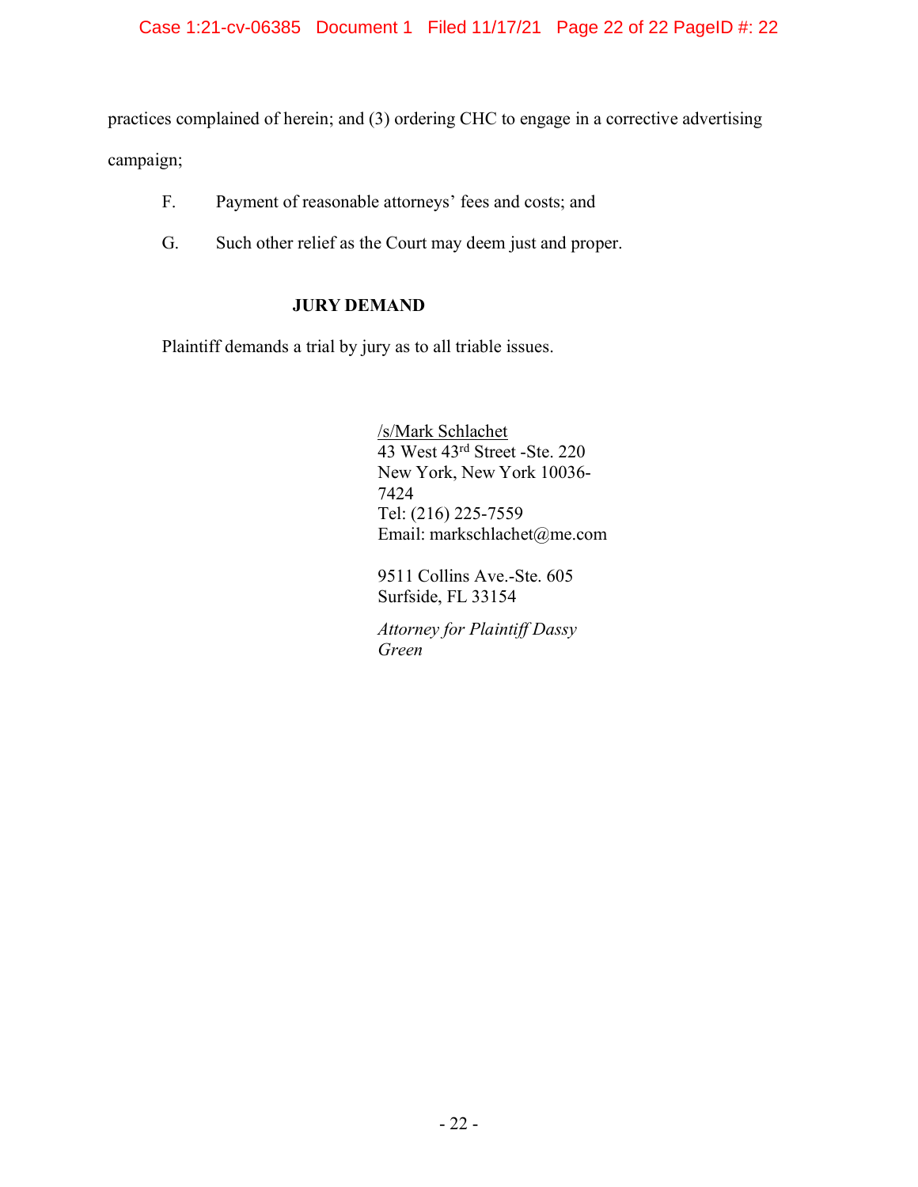practices complained of herein; and (3) ordering CHC to engage in a corrective advertising campaign;

F. Payment of reasonable attorneys' fees and costs; and

G. Such other relief as the Court may deem just and proper.

**JURY DEMAND**

Plaintiff demands a trial by jury as to all triable issues.

/s/Mark Schlachet
43 West 43rd Street -Ste. 220
New York, New York 10036-7424
Tel: (216) 225-7559
Email: markschlachet@me.com

9511 Collins Ave.-Ste. 605
Surfside, FL 33154

*Attorney for Plaintiff Dassy Green*